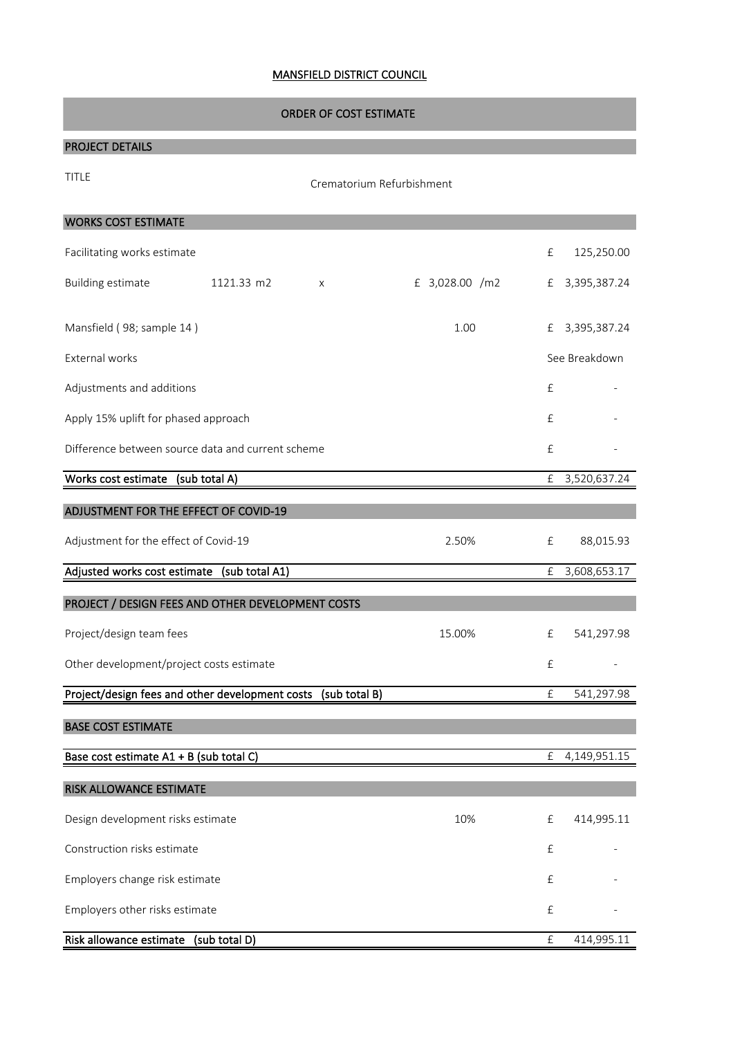MANSFIELD DISTRICT COUNCIL

## ORDER OF COST ESTIMATE

### PROJECT DETAILS

| TITLE | Crematorium Refurbishment |
|---|---|

### WORKS COST ESTIMATE

| | | | | | |
|---|---|---|---|---|---|
| Facilitating works estimate | | | | £ | 125,250.00 |
| Building estimate | 1121.33 m2 | x | £ 3,028.00 /m2 | £ | 3,395,387.24 |
| Mansfield ( 98; sample 14 ) | | | 1.00 | £ | 3,395,387.24 |
| External works | | | | | See Breakdown |
| Adjustments and additions | | | | £ | - |
| Apply 15% uplift for phased approach | | | | £ | - |
| Difference between source data and current scheme | | | | £ | - |
| **Works cost estimate (sub total A)** | | | | £ | 3,520,637.24 |

### ADJUSTMENT FOR THE EFFECT OF COVID-19

| | | | |
|---|---|---|---|
| Adjustment for the effect of Covid-19 | 2.50% | £ | 88,015.93 |
| **Adjusted works cost estimate (sub total A1)** | | £ | 3,608,653.17 |

### PROJECT / DESIGN FEES AND OTHER DEVELOPMENT COSTS

| | | | |
|---|---|---|---|
| Project/design team fees | 15.00% | £ | 541,297.98 |
| Other development/project costs estimate | | £ | - |
| **Project/design fees and other development costs (sub total B)** | | £ | 541,297.98 |

### BASE COST ESTIMATE

| | | |
|---|---|---|
| **Base cost estimate A1 + B (sub total C)** | £ | 4,149,951.15 |

### RISK ALLOWANCE ESTIMATE

| | | | |
|---|---|---|---|
| Design development risks estimate | 10% | £ | 414,995.11 |
| Construction risks estimate | | £ | - |
| Employers change risk estimate | | £ | - |
| Employers other risks estimate | | £ | - |
| **Risk allowance estimate (sub total D)** | | £ | 414,995.11 |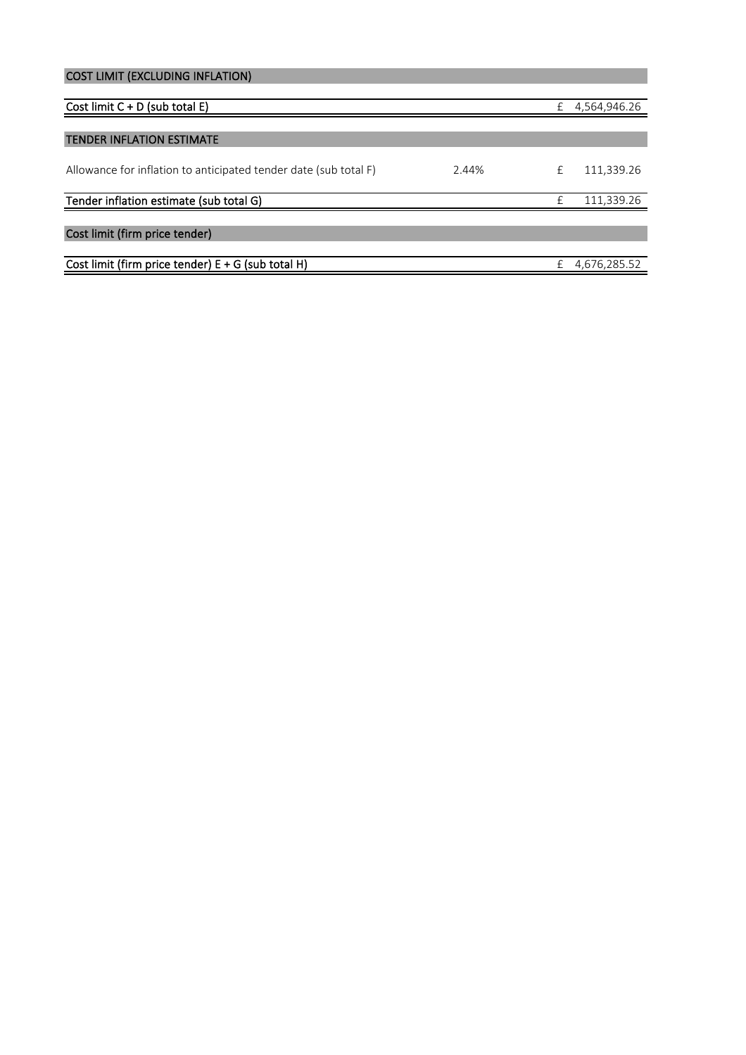| | | | |
|---|---|---|---|
| **COST LIMIT (EXCLUDING INFLATION)** | | | |
| **Cost limit C + D (sub total E)** | | £ | 4,564,946.26 |
| **TENDER INFLATION ESTIMATE** | | | |
| Allowance for inflation to anticipated tender date (sub total F) | 2.44% | £ | 111,339.26 |
| **Tender inflation estimate (sub total G)** | | £ | 111,339.26 |
| **Cost limit (firm price tender)** | | | |
| **Cost limit (firm price tender) E + G (sub total H)** | | £ | 4,676,285.52 |